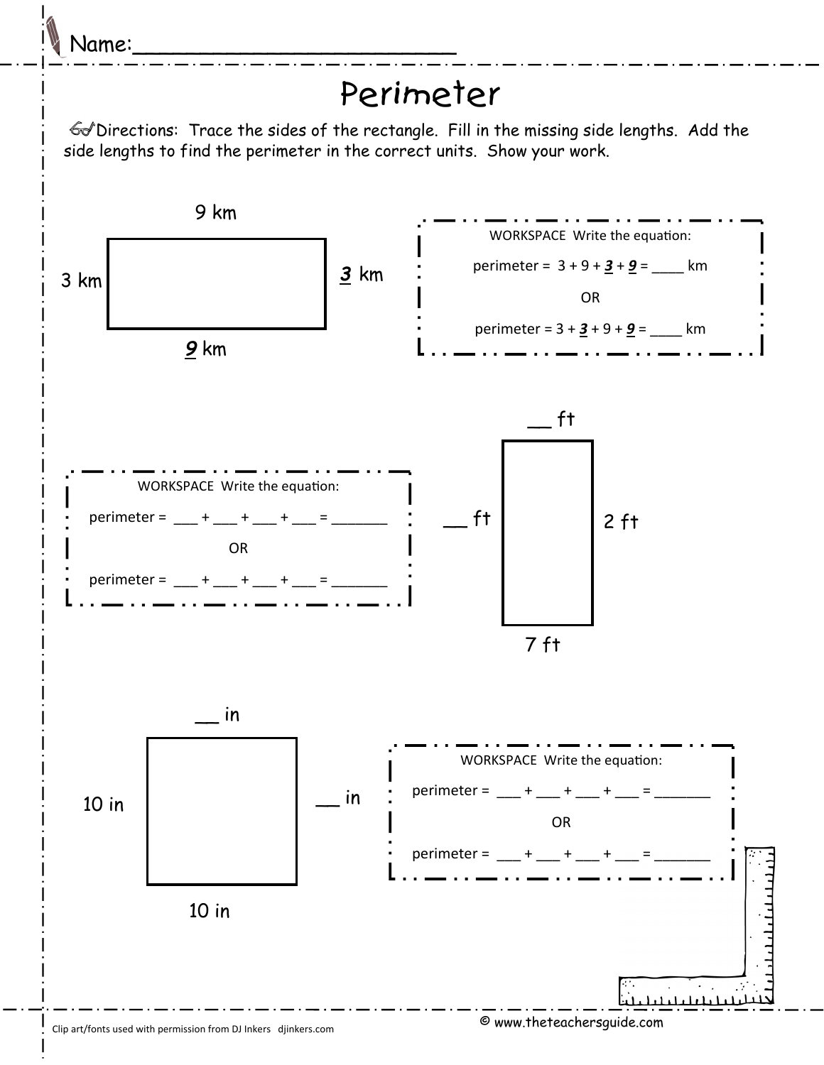Name:_________________________

# Perimeter

Directions: Trace the sides of the rectangle. Fill in the missing side lengths. Add the side lengths to find the perimeter in the correct units. Show your work.

9 km

3 km

***3*** km

***9*** km

WORKSPACE Write the equation:

perimeter = 3 + 9 + ***3*** + ***9*** = ____ km

OR

perimeter = 3 + ***3*** + 9 + ***9*** = ____ km

__ ft

__ ft

2 ft

7 ft

WORKSPACE Write the equation:

perimeter = ___ + ___ + ___ + ___ = _______

OR

perimeter = ___ + ___ + ___ + ___ = _______

__ in

10 in

__ in

10 in

WORKSPACE Write the equation:

perimeter = ___ + ___ + ___ + ___ = _______

OR

perimeter = ___ + ___ + ___ + ___ = _______

Clip art/fonts used with permission from DJ Inkers djinkers.com

© www.theteachersguide.com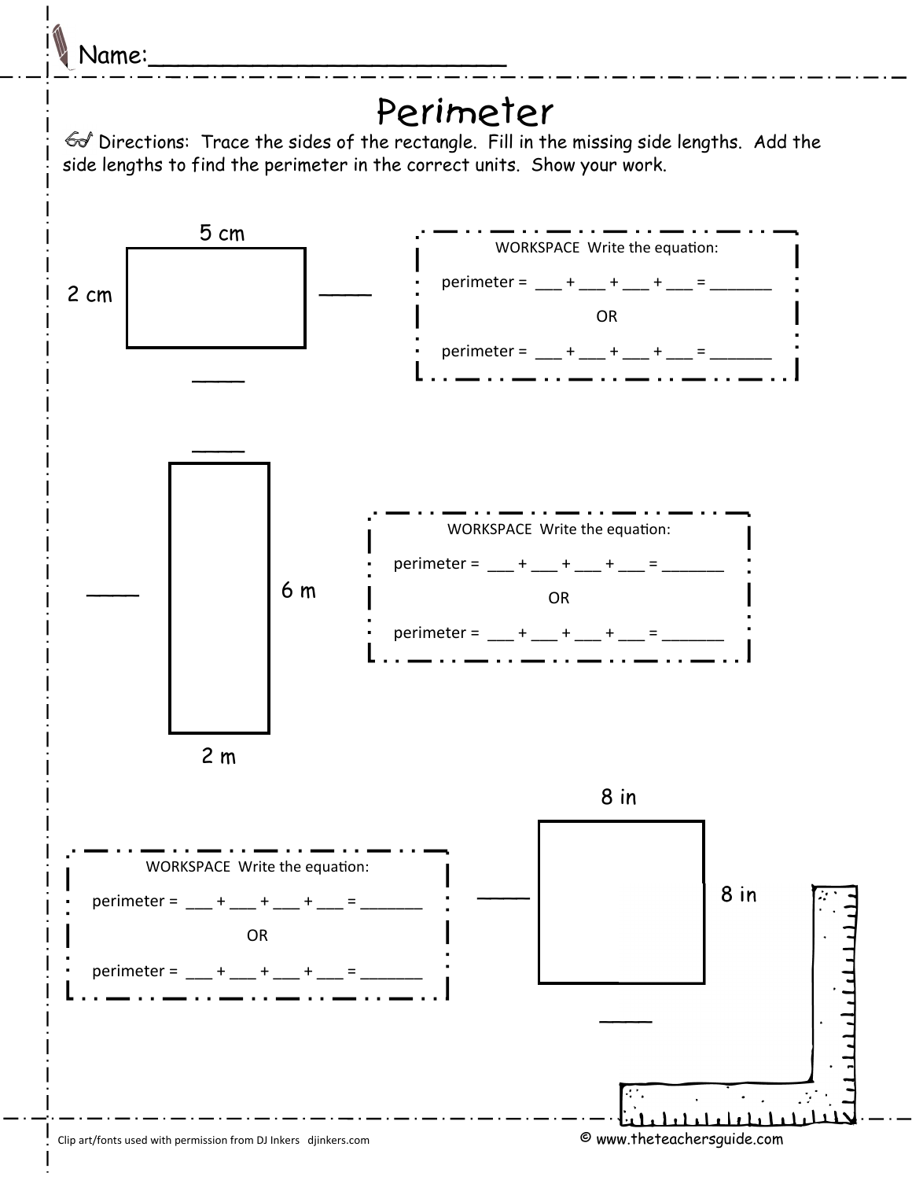Name:\_\_\_\_\_\_\_\_\_\_\_\_\_\_\_\_\_\_\_\_\_\_\_\_\_

# Perimeter

Directions: Trace the sides of the rectangle. Fill in the missing side lengths. Add the side lengths to find the perimeter in the correct units. Show your work.

5 cm

2 cm ____

____

WORKSPACE Write the equation:

perimeter = ___ + ___ + ___ + ___ = _______

OR

perimeter = ___ + ___ + ___ + ___ = _______

____

____ 6 m

2 m

WORKSPACE Write the equation:

perimeter = ___ + ___ + ___ + ___ = _______

OR

perimeter = ___ + ___ + ___ + ___ = _______

8 in

____ 8 in

____

WORKSPACE Write the equation:

perimeter = ___ + ___ + ___ + ___ = _______

OR

perimeter = ___ + ___ + ___ + ___ = _______

Clip art/fonts used with permission from DJ Inkers djinkers.com

© www.theteachersguide.com